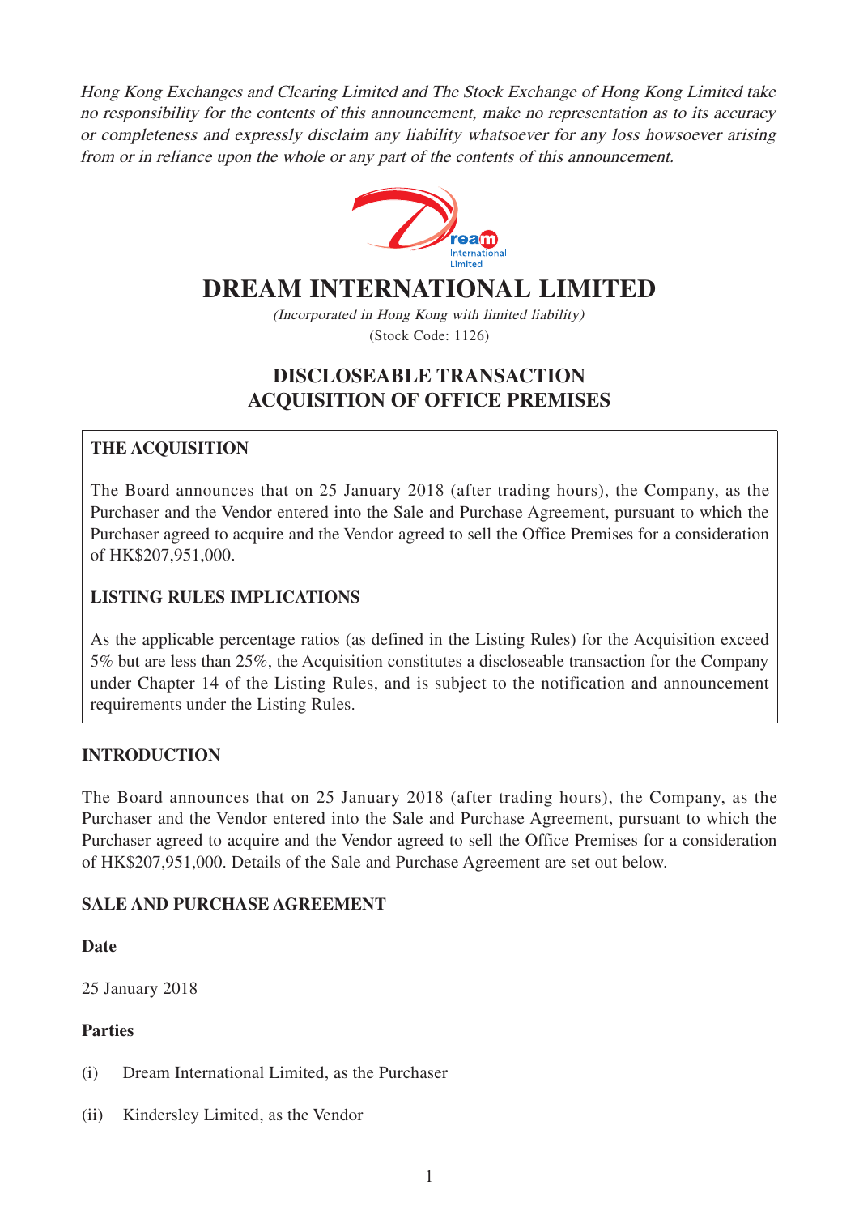*Hong Kong Exchanges and Clearing Limited and The Stock Exchange of Hong Kong Limited take no responsibility for the contents of this announcement, make no representation as to its accuracy or completeness and expressly disclaim any liability whatsoever for any loss howsoever arising from or in reliance upon the whole or any part of the contents of this announcement.*

# DREAM INTERNATIONAL LIMITED

*(Incorporated in Hong Kong with limited liability)*

(Stock Code: 1126)

## DISCLOSEABLE TRANSACTION
## ACQUISITION OF OFFICE PREMISES

**THE ACQUISITION**

The Board announces that on 25 January 2018 (after trading hours), the Company, as the Purchaser and the Vendor entered into the Sale and Purchase Agreement, pursuant to which the Purchaser agreed to acquire and the Vendor agreed to sell the Office Premises for a consideration of HK$207,951,000.

**LISTING RULES IMPLICATIONS**

As the applicable percentage ratios (as defined in the Listing Rules) for the Acquisition exceed 5% but are less than 25%, the Acquisition constitutes a discloseable transaction for the Company under Chapter 14 of the Listing Rules, and is subject to the notification and announcement requirements under the Listing Rules.

**INTRODUCTION**

The Board announces that on 25 January 2018 (after trading hours), the Company, as the Purchaser and the Vendor entered into the Sale and Purchase Agreement, pursuant to which the Purchaser agreed to acquire and the Vendor agreed to sell the Office Premises for a consideration of HK$207,951,000. Details of the Sale and Purchase Agreement are set out below.

**SALE AND PURCHASE AGREEMENT**

**Date**

25 January 2018

**Parties**

(i) Dream International Limited, as the Purchaser

(ii) Kindersley Limited, as the Vendor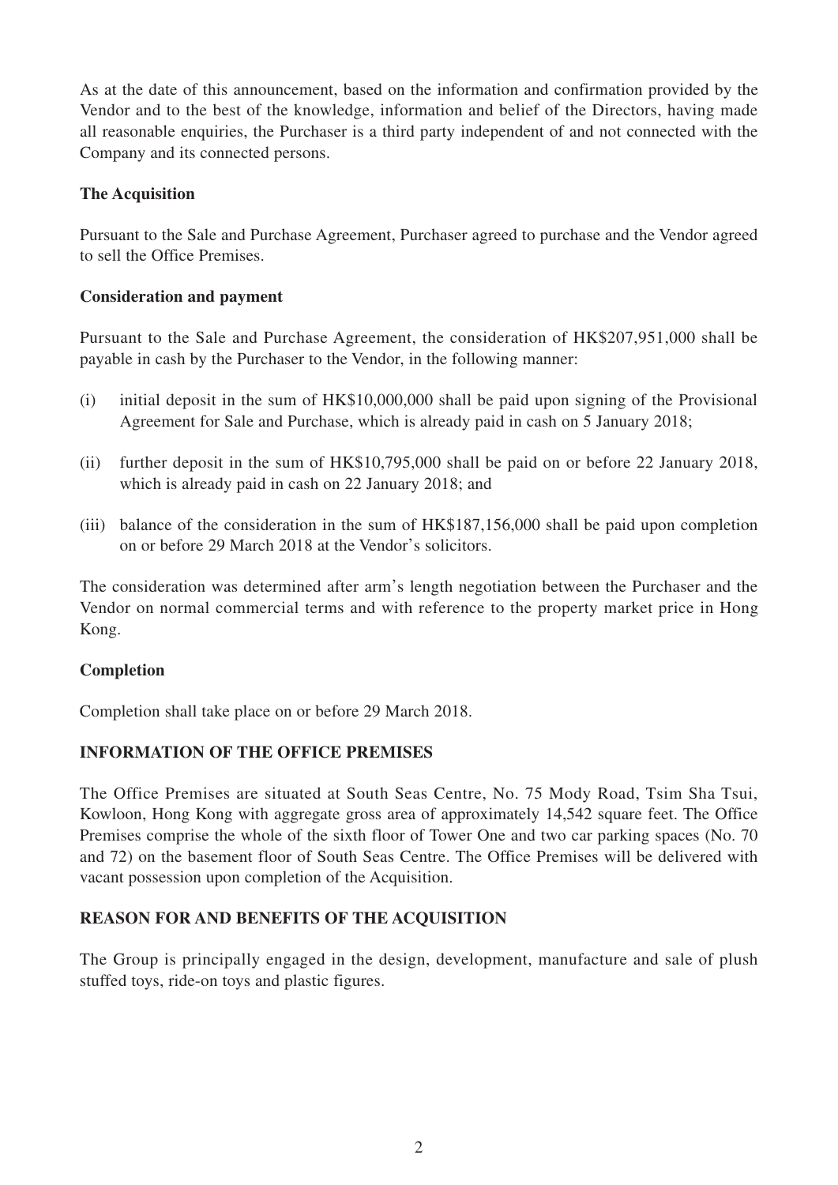As at the date of this announcement, based on the information and confirmation provided by the Vendor and to the best of the knowledge, information and belief of the Directors, having made all reasonable enquiries, the Purchaser is a third party independent of and not connected with the Company and its connected persons.

**The Acquisition**

Pursuant to the Sale and Purchase Agreement, Purchaser agreed to purchase and the Vendor agreed to sell the Office Premises.

**Consideration and payment**

Pursuant to the Sale and Purchase Agreement, the consideration of HK$207,951,000 shall be payable in cash by the Purchaser to the Vendor, in the following manner:

(i) initial deposit in the sum of HK$10,000,000 shall be paid upon signing of the Provisional Agreement for Sale and Purchase, which is already paid in cash on 5 January 2018;

(ii) further deposit in the sum of HK$10,795,000 shall be paid on or before 22 January 2018, which is already paid in cash on 22 January 2018; and

(iii) balance of the consideration in the sum of HK$187,156,000 shall be paid upon completion on or before 29 March 2018 at the Vendor's solicitors.

The consideration was determined after arm's length negotiation between the Purchaser and the Vendor on normal commercial terms and with reference to the property market price in Hong Kong.

**Completion**

Completion shall take place on or before 29 March 2018.

**INFORMATION OF THE OFFICE PREMISES**

The Office Premises are situated at South Seas Centre, No. 75 Mody Road, Tsim Sha Tsui, Kowloon, Hong Kong with aggregate gross area of approximately 14,542 square feet. The Office Premises comprise the whole of the sixth floor of Tower One and two car parking spaces (No. 70 and 72) on the basement floor of South Seas Centre. The Office Premises will be delivered with vacant possession upon completion of the Acquisition.

**REASON FOR AND BENEFITS OF THE ACQUISITION**

The Group is principally engaged in the design, development, manufacture and sale of plush stuffed toys, ride-on toys and plastic figures.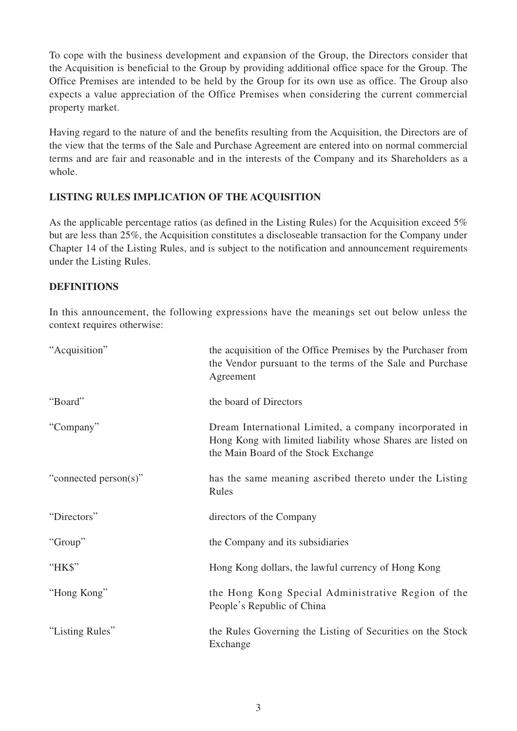To cope with the business development and expansion of the Group, the Directors consider that the Acquisition is beneficial to the Group by providing additional office space for the Group. The Office Premises are intended to be held by the Group for its own use as office. The Group also expects a value appreciation of the Office Premises when considering the current commercial property market.

Having regard to the nature of and the benefits resulting from the Acquisition, the Directors are of the view that the terms of the Sale and Purchase Agreement are entered into on normal commercial terms and are fair and reasonable and in the interests of the Company and its Shareholders as a whole.

## LISTING RULES IMPLICATION OF THE ACQUISITION

As the applicable percentage ratios (as defined in the Listing Rules) for the Acquisition exceed 5% but are less than 25%, the Acquisition constitutes a discloseable transaction for the Company under Chapter 14 of the Listing Rules, and is subject to the notification and announcement requirements under the Listing Rules.

## DEFINITIONS

In this announcement, the following expressions have the meanings set out below unless the context requires otherwise:

| | |
|---|---|
| "Acquisition" | the acquisition of the Office Premises by the Purchaser from the Vendor pursuant to the terms of the Sale and Purchase Agreement |
| "Board" | the board of Directors |
| "Company" | Dream International Limited, a company incorporated in Hong Kong with limited liability whose Shares are listed on the Main Board of the Stock Exchange |
| "connected person(s)" | has the same meaning ascribed thereto under the Listing Rules |
| "Directors" | directors of the Company |
| "Group" | the Company and its subsidiaries |
| "HK$" | Hong Kong dollars, the lawful currency of Hong Kong |
| "Hong Kong" | the Hong Kong Special Administrative Region of the People's Republic of China |
| "Listing Rules" | the Rules Governing the Listing of Securities on the Stock Exchange |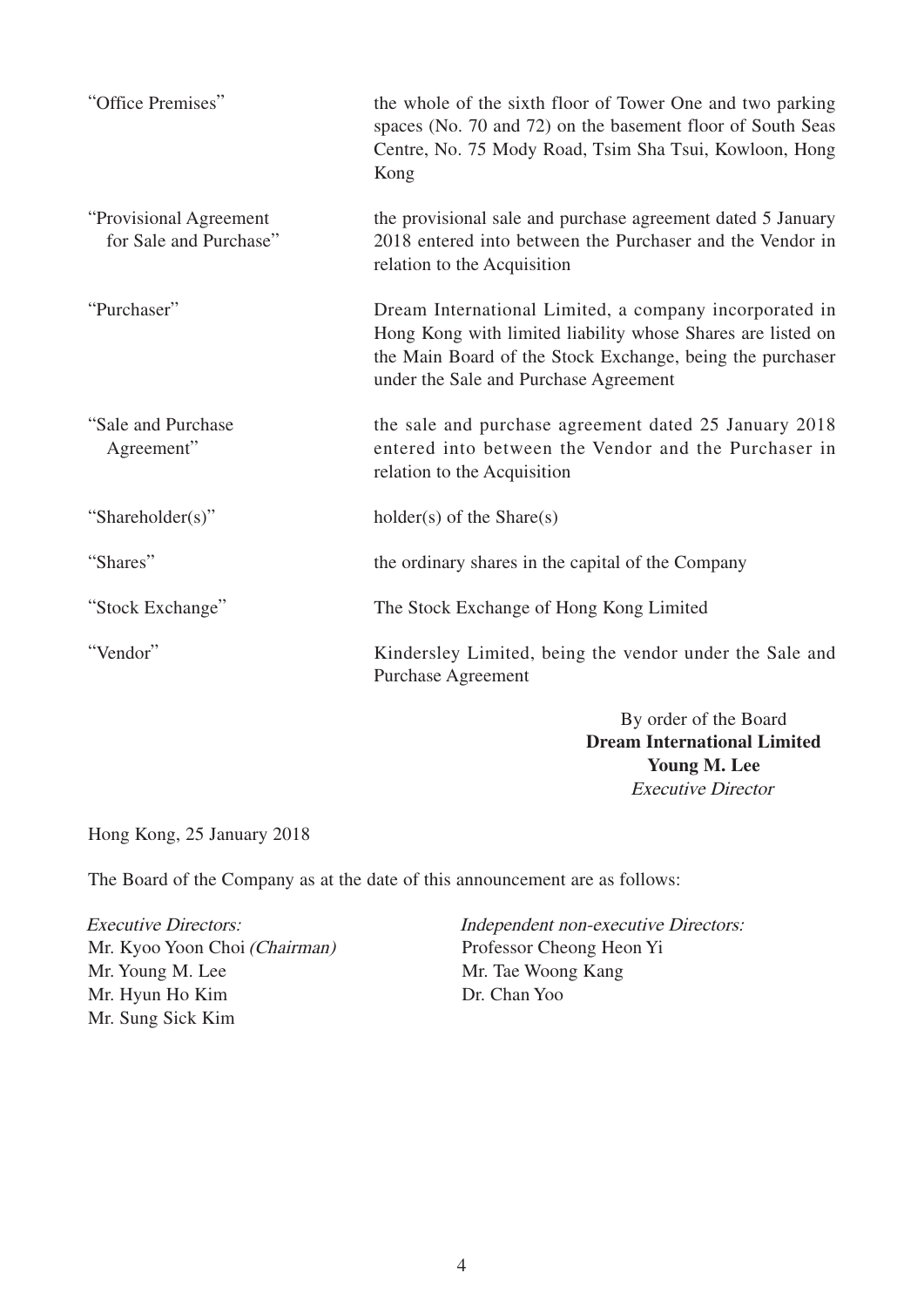| | |
|---|---|
| "Office Premises" | the whole of the sixth floor of Tower One and two parking spaces (No. 70 and 72) on the basement floor of South Seas Centre, No. 75 Mody Road, Tsim Sha Tsui, Kowloon, Hong Kong |
| "Provisional Agreement for Sale and Purchase" | the provisional sale and purchase agreement dated 5 January 2018 entered into between the Purchaser and the Vendor in relation to the Acquisition |
| "Purchaser" | Dream International Limited, a company incorporated in Hong Kong with limited liability whose Shares are listed on the Main Board of the Stock Exchange, being the purchaser under the Sale and Purchase Agreement |
| "Sale and Purchase Agreement" | the sale and purchase agreement dated 25 January 2018 entered into between the Vendor and the Purchaser in relation to the Acquisition |
| "Shareholder(s)" | holder(s) of the Share(s) |
| "Shares" | the ordinary shares in the capital of the Company |
| "Stock Exchange" | The Stock Exchange of Hong Kong Limited |
| "Vendor" | Kindersley Limited, being the vendor under the Sale and Purchase Agreement |

By order of the Board
**Dream International Limited**
**Young M. Lee**
*Executive Director*

Hong Kong, 25 January 2018

The Board of the Company as at the date of this announcement are as follows:

*Executive Directors:*
Mr. Kyoo Yoon Choi *(Chairman)*
Mr. Young M. Lee
Mr. Hyun Ho Kim
Mr. Sung Sick Kim

*Independent non-executive Directors:*
Professor Cheong Heon Yi
Mr. Tae Woong Kang
Dr. Chan Yoo